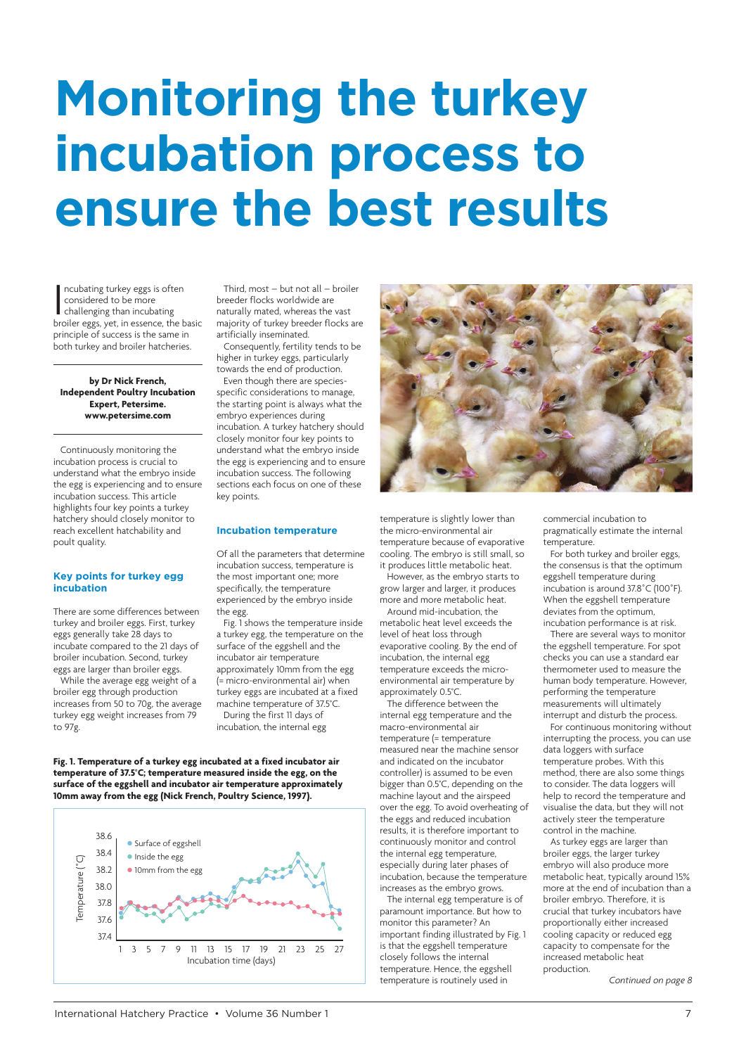# Monitoring the turkey incubation process to ensure the best results

Incubating turkey eggs is often considered to be more challenging than incubating broiler eggs, yet, in essence, the basic principle of success is the same in both turkey and broiler hatcheries.

**by Dr Nick French, Independent Poultry Incubation Expert, Petersime. www.petersime.com**

Continuously monitoring the incubation process is crucial to understand what the embryo inside the egg is experiencing and to ensure incubation success. This article highlights four key points a turkey hatchery should closely monitor to reach excellent hatchability and poult quality.

## Key points for turkey egg incubation

There are some differences between turkey and broiler eggs. First, turkey eggs generally take 28 days to incubate compared to the 21 days of broiler incubation. Second, turkey eggs are larger than broiler eggs.

While the average egg weight of a broiler egg through production increases from 50 to 70g, the average turkey egg weight increases from 79 to 97g.

Third, most – but not all – broiler breeder flocks worldwide are naturally mated, whereas the vast majority of turkey breeder flocks are artificially inseminated.

Consequently, fertility tends to be higher in turkey eggs, particularly towards the end of production.

Even though there are species-specific considerations to manage, the starting point is always what the embryo experiences during incubation. A turkey hatchery should closely monitor four key points to understand what the embryo inside the egg is experiencing and to ensure incubation success. The following sections each focus on one of these key points.

## Incubation temperature

Of all the parameters that determine incubation success, temperature is the most important one; more specifically, the temperature experienced by the embryo inside the egg.

Fig. 1 shows the temperature inside a turkey egg, the temperature on the surface of the eggshell and the incubator air temperature approximately 10mm from the egg (= micro-environmental air) when turkey eggs are incubated at a fixed machine temperature of 37.5°C.

During the first 11 days of incubation, the internal egg temperature is slightly lower than the micro-environmental air temperature because of evaporative cooling. The embryo is still small, so it produces little metabolic heat.

However, as the embryo starts to grow larger and larger, it produces more and more metabolic heat.

Around mid-incubation, the metabolic heat level exceeds the level of heat loss through evaporative cooling. By the end of incubation, the internal egg temperature exceeds the micro-environmental air temperature by approximately 0.5°C.

The difference between the internal egg temperature and the macro-environmental air temperature (= temperature measured near the machine sensor and indicated on the incubator controller) is assumed to be even bigger than 0.5°C, depending on the machine layout and the airspeed over the egg. To avoid overheating of the eggs and reduced incubation results, it is therefore important to continuously monitor and control the internal egg temperature, especially during later phases of incubation, because the temperature increases as the embryo grows.

The internal egg temperature is of paramount importance. But how to monitor this parameter? An important finding illustrated by Fig. 1 is that the eggshell temperature closely follows the internal temperature. Hence, the eggshell temperature is routinely used in commercial incubation to pragmatically estimate the internal temperature.

For both turkey and broiler eggs, the consensus is that the optimum eggshell temperature during incubation is around 37.8°C (100°F). When the eggshell temperature deviates from the optimum, incubation performance is at risk.

There are several ways to monitor the eggshell temperature. For spot checks you can use a standard ear thermometer used to measure the human body temperature. However, performing the temperature measurements will ultimately interrupt and disturb the process.

For continuous monitoring without interrupting the process, you can use data loggers with surface temperature probes. With this method, there are also some things to consider. The data loggers will help to record the temperature and visualise the data, but they will not actively steer the temperature control in the machine.

As turkey eggs are larger than broiler eggs, the larger turkey embryo will also produce more metabolic heat, typically around 15% more at the end of incubation than a broiler embryo. Therefore, it is crucial that turkey incubators have proportionally either increased cooling capacity or reduced egg capacity to compensate for the increased metabolic heat production.

*Continued on page 8*

**Fig. 1. Temperature of a turkey egg incubated at a fixed incubator air temperature of 37.5°C; temperature measured inside the egg, on the surface of the eggshell and incubator air temperature approximately 10mm away from the egg (Nick French, Poultry Science, 1997).**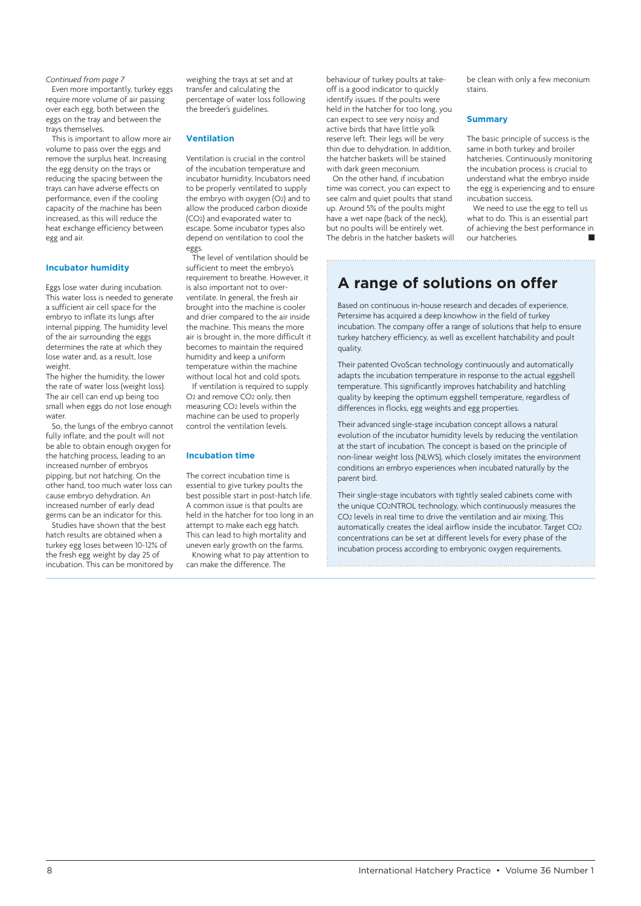*Continued from page 7*

Even more importantly, turkey eggs require more volume of air passing over each egg, both between the eggs on the tray and between the trays themselves.

This is important to allow more air volume to pass over the eggs and remove the surplus heat. Increasing the egg density on the trays or reducing the spacing between the trays can have adverse effects on performance, even if the cooling capacity of the machine has been increased, as this will reduce the heat exchange efficiency between egg and air.

### Incubator humidity

Eggs lose water during incubation. This water loss is needed to generate a sufficient air cell space for the embryo to inflate its lungs after internal pipping. The humidity level of the air surrounding the eggs determines the rate at which they lose water and, as a result, lose weight.

The higher the humidity, the lower the rate of water loss (weight loss). The air cell can end up being too small when eggs do not lose enough water.

So, the lungs of the embryo cannot fully inflate, and the poult will not be able to obtain enough oxygen for the hatching process, leading to an increased number of embryos pipping, but not hatching. On the other hand, too much water loss can cause embryo dehydration. An increased number of early dead germs can be an indicator for this.

Studies have shown that the best hatch results are obtained when a turkey egg loses between 10-12% of the fresh egg weight by day 25 of incubation. This can be monitored by weighing the trays at set and at transfer and calculating the percentage of water loss following the breeder's guidelines.

### Ventilation

Ventilation is crucial in the control of the incubation temperature and incubator humidity. Incubators need to be properly ventilated to supply the embryo with oxygen ($O_2$) and to allow the produced carbon dioxide ($CO_2$) and evaporated water to escape. Some incubator types also depend on ventilation to cool the eggs.

The level of ventilation should be sufficient to meet the embryo's requirement to breathe. However, it is also important not to over-ventilate. In general, the fresh air brought into the machine is cooler and drier compared to the air inside the machine. This means the more air is brought in, the more difficult it becomes to maintain the required humidity and keep a uniform temperature within the machine without local hot and cold spots.

If ventilation is required to supply $O_2$ and remove $CO_2$ only, then measuring $CO_2$ levels within the machine can be used to properly control the ventilation levels.

### Incubation time

The correct incubation time is essential to give turkey poults the best possible start in post-hatch life. A common issue is that poults are held in the hatcher for too long in an attempt to make each egg hatch. This can lead to high mortality and uneven early growth on the farms.

Knowing what to pay attention to can make the difference. The behaviour of turkey poults at take-off is a good indicator to quickly identify issues. If the poults were held in the hatcher for too long, you can expect to see very noisy and active birds that have little yolk reserve left. Their legs will be very thin due to dehydration. In addition, the hatcher baskets will be stained with dark green meconium.

On the other hand, if incubation time was correct, you can expect to see calm and quiet poults that stand up. Around 5% of the poults might have a wet nape (back of the neck), but no poults will be entirely wet. The debris in the hatcher baskets will be clean with only a few meconium stains.

### Summary

The basic principle of success is the same in both turkey and broiler hatcheries. Continuously monitoring the incubation process is crucial to understand what the embryo inside the egg is experiencing and to ensure incubation success.

We need to use the egg to tell us what to do. This is an essential part of achieving the best performance in our hatcheries. ■

## A range of solutions on offer

Based on continuous in-house research and decades of experience, Petersime has acquired a deep knowhow in the field of turkey incubation. The company offer a range of solutions that help to ensure turkey hatchery efficiency, as well as excellent hatchability and poult quality.

Their patented OvoScan technology continuously and automatically adapts the incubation temperature in response to the actual eggshell temperature. This significantly improves hatchability and hatchling quality by keeping the optimum eggshell temperature, regardless of differences in flocks, egg weights and egg properties.

Their advanced single-stage incubation concept allows a natural evolution of the incubator humidity levels by reducing the ventilation at the start of incubation. The concept is based on the principle of non-linear weight loss (NLWS), which closely imitates the environment conditions an embryo experiences when incubated naturally by the parent bird.

Their single-stage incubators with tightly sealed cabinets come with the unique $CO_2$NTROL technology, which continuously measures the $CO_2$ levels in real time to drive the ventilation and air mixing. This automatically creates the ideal airflow inside the incubator. Target $CO_2$ concentrations can be set at different levels for every phase of the incubation process according to embryonic oxygen requirements.